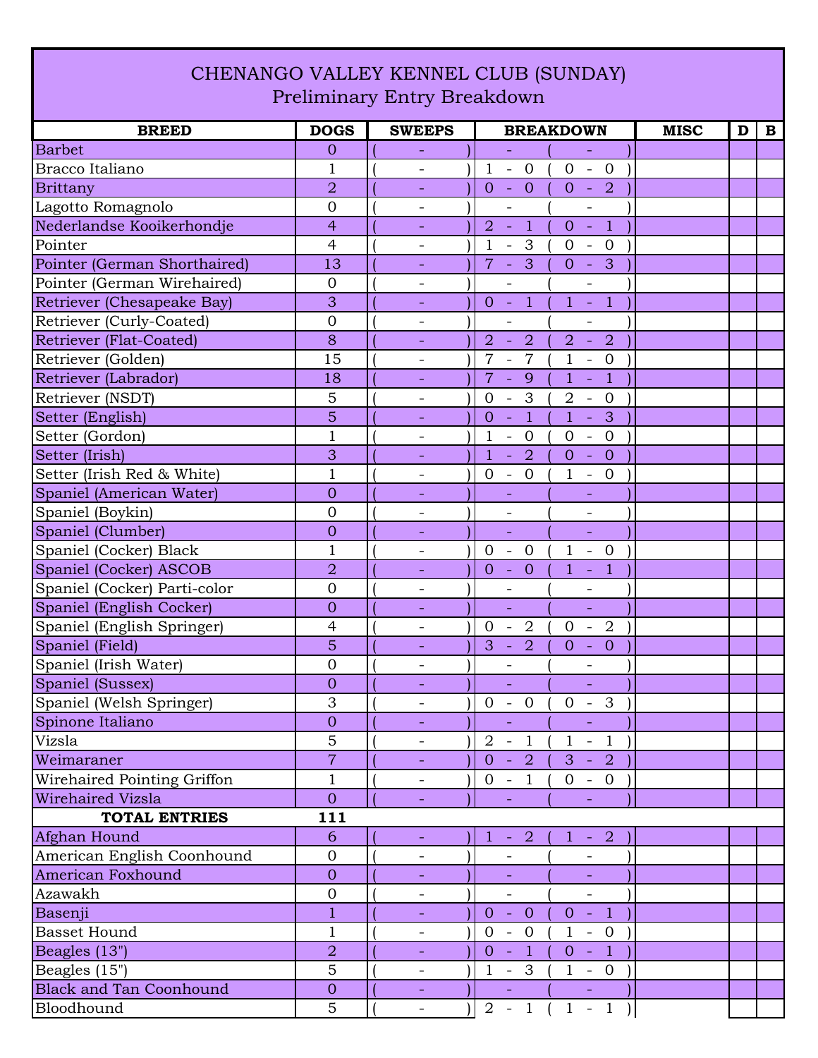# CHENANGO VALLEY KENNEL CLUB (SUNDAY)
## Preliminary Entry Breakdown

| BREED | DOGS | SWEEPS | BREAKDOWN | MISC | D | B |
|---|---|---|---|---|---|---|
| Barbet | 0 | ( - ) | - ( - ) | | | |
| Bracco Italiano | 1 | ( - ) | 1 - 0 ( 0 - 0 ) | | | |
| Brittany | 2 | ( - ) | 0 - 0 ( 0 - 2 ) | | | |
| Lagotto Romagnolo | 0 | ( - ) | - ( - ) | | | |
| Nederlandse Kooikerhondje | 4 | ( - ) | 2 - 1 ( 0 - 1 ) | | | |
| Pointer | 4 | ( - ) | 1 - 3 ( 0 - 0 ) | | | |
| Pointer (German Shorthaired) | 13 | ( - ) | 7 - 3 ( 0 - 3 ) | | | |
| Pointer (German Wirehaired) | 0 | ( - ) | - ( - ) | | | |
| Retriever (Chesapeake Bay) | 3 | ( - ) | 0 - 1 ( 1 - 1 ) | | | |
| Retriever (Curly-Coated) | 0 | ( - ) | - ( - ) | | | |
| Retriever (Flat-Coated) | 8 | ( - ) | 2 - 2 ( 2 - 2 ) | | | |
| Retriever (Golden) | 15 | ( - ) | 7 - 7 ( 1 - 0 ) | | | |
| Retriever (Labrador) | 18 | ( - ) | 7 - 9 ( 1 - 1 ) | | | |
| Retriever (NSDT) | 5 | ( - ) | 0 - 3 ( 2 - 0 ) | | | |
| Setter (English) | 5 | ( - ) | 0 - 1 ( 1 - 3 ) | | | |
| Setter (Gordon) | 1 | ( - ) | 1 - 0 ( 0 - 0 ) | | | |
| Setter (Irish) | 3 | ( - ) | 1 - 2 ( 0 - 0 ) | | | |
| Setter (Irish Red & White) | 1 | ( - ) | 0 - 0 ( 1 - 0 ) | | | |
| Spaniel (American Water) | 0 | ( - ) | - ( - ) | | | |
| Spaniel (Boykin) | 0 | ( - ) | - ( - ) | | | |
| Spaniel (Clumber) | 0 | ( - ) | - ( - ) | | | |
| Spaniel (Cocker) Black | 1 | ( - ) | 0 - 0 ( 1 - 0 ) | | | |
| Spaniel (Cocker) ASCOB | 2 | ( - ) | 0 - 0 ( 1 - 1 ) | | | |
| Spaniel (Cocker) Parti-color | 0 | ( - ) | - ( - ) | | | |
| Spaniel (English Cocker) | 0 | ( - ) | - ( - ) | | | |
| Spaniel (English Springer) | 4 | ( - ) | 0 - 2 ( 0 - 2 ) | | | |
| Spaniel (Field) | 5 | ( - ) | 3 - 2 ( 0 - 0 ) | | | |
| Spaniel (Irish Water) | 0 | ( - ) | - ( - ) | | | |
| Spaniel (Sussex) | 0 | ( - ) | - ( - ) | | | |
| Spaniel (Welsh Springer) | 3 | ( - ) | 0 - 0 ( 0 - 3 ) | | | |
| Spinone Italiano | 0 | ( - ) | - ( - ) | | | |
| Vizsla | 5 | ( - ) | 2 - 1 ( 1 - 1 ) | | | |
| Weimaraner | 7 | ( - ) | 0 - 2 ( 3 - 2 ) | | | |
| Wirehaired Pointing Griffon | 1 | ( - ) | 0 - 1 ( 0 - 0 ) | | | |
| Wirehaired Vizsla | 0 | ( - ) | - ( - ) | | | |
| **TOTAL ENTRIES** | **111** | | | | | |
| Afghan Hound | 6 | ( - ) | 1 - 2 ( 1 - 2 ) | | | |
| American English Coonhound | 0 | ( - ) | - ( - ) | | | |
| American Foxhound | 0 | ( - ) | - ( - ) | | | |
| Azawakh | 0 | ( - ) | - ( - ) | | | |
| Basenji | 1 | ( - ) | 0 - 0 ( 0 - 1 ) | | | |
| Basset Hound | 1 | ( - ) | 0 - 0 ( 1 - 0 ) | | | |
| Beagles (13") | 2 | ( - ) | 0 - 1 ( 0 - 1 ) | | | |
| Beagles (15") | 5 | ( - ) | 1 - 3 ( 1 - 0 ) | | | |
| Black and Tan Coonhound | 0 | ( - ) | - ( - ) | | | |
| Bloodhound | 5 | ( - ) | 2 - 1 ( 1 - 1 ) | | | |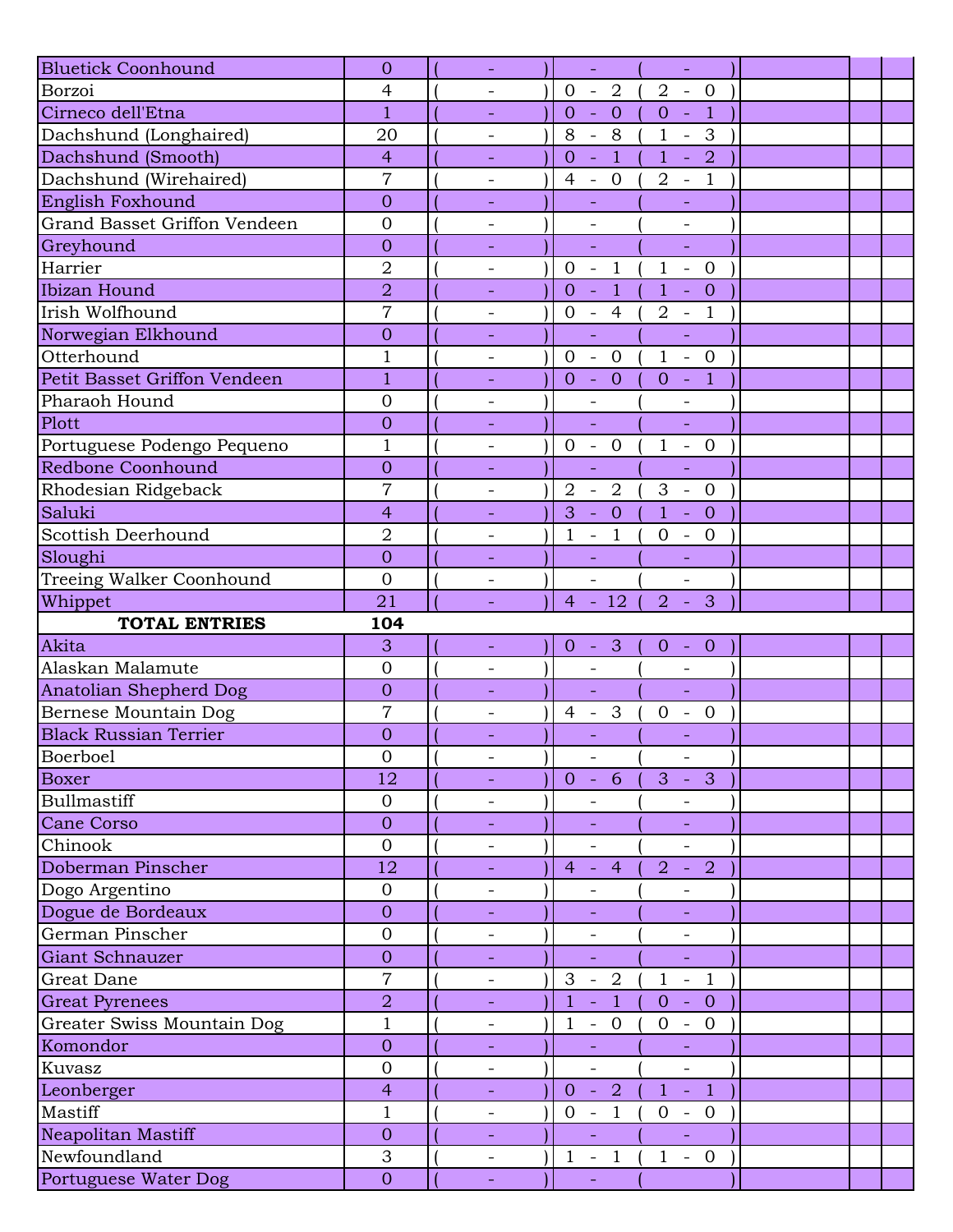| Breed | Entries | | Counts | | | |
|---|---|---|---|---|---|---|
| Bluetick Coonhound | 0 | ( - ) | - | ( - ) | | |
| Borzoi | 4 | ( - ) | 0 - 2 | ( 2 - 0 ) | | |
| Cirneco dell'Etna | 1 | ( - ) | 0 - 0 | ( 0 - 1 ) | | |
| Dachshund (Longhaired) | 20 | ( - ) | 8 - 8 | ( 1 - 3 ) | | |
| Dachshund (Smooth) | 4 | ( - ) | 0 - 1 | ( 1 - 2 ) | | |
| Dachshund (Wirehaired) | 7 | ( - ) | 4 - 0 | ( 2 - 1 ) | | |
| English Foxhound | 0 | ( - ) | - | ( - ) | | |
| Grand Basset Griffon Vendeen | 0 | ( - ) | - | ( - ) | | |
| Greyhound | 0 | ( - ) | - | ( - ) | | |
| Harrier | 2 | ( - ) | 0 - 1 | ( 1 - 0 ) | | |
| Ibizan Hound | 2 | ( - ) | 0 - 1 | ( 1 - 0 ) | | |
| Irish Wolfhound | 7 | ( - ) | 0 - 4 | ( 2 - 1 ) | | |
| Norwegian Elkhound | 0 | ( - ) | - | ( - ) | | |
| Otterhound | 1 | ( - ) | 0 - 0 | ( 1 - 0 ) | | |
| Petit Basset Griffon Vendeen | 1 | ( - ) | 0 - 0 | ( 0 - 1 ) | | |
| Pharaoh Hound | 0 | ( - ) | - | ( - ) | | |
| Plott | 0 | ( - ) | - | ( - ) | | |
| Portuguese Podengo Pequeno | 1 | ( - ) | 0 - 0 | ( 1 - 0 ) | | |
| Redbone Coonhound | 0 | ( - ) | - | ( - ) | | |
| Rhodesian Ridgeback | 7 | ( - ) | 2 - 2 | ( 3 - 0 ) | | |
| Saluki | 4 | ( - ) | 3 - 0 | ( 1 - 0 ) | | |
| Scottish Deerhound | 2 | ( - ) | 1 - 1 | ( 0 - 0 ) | | |
| Sloughi | 0 | ( - ) | - | ( - ) | | |
| Treeing Walker Coonhound | 0 | ( - ) | - | ( - ) | | |
| Whippet | 21 | ( - ) | 4 - 12 | ( 2 - 3 ) | | |
| **TOTAL ENTRIES** | **104** | | | | | |
| Akita | 3 | ( - ) | 0 - 3 | ( 0 - 0 ) | | |
| Alaskan Malamute | 0 | ( - ) | - | ( - ) | | |
| Anatolian Shepherd Dog | 0 | ( - ) | - | ( - ) | | |
| Bernese Mountain Dog | 7 | ( - ) | 4 - 3 | ( 0 - 0 ) | | |
| Black Russian Terrier | 0 | ( - ) | - | ( - ) | | |
| Boerboel | 0 | ( - ) | - | ( - ) | | |
| Boxer | 12 | ( - ) | 0 - 6 | ( 3 - 3 ) | | |
| Bullmastiff | 0 | ( - ) | - | ( - ) | | |
| Cane Corso | 0 | ( - ) | - | ( - ) | | |
| Chinook | 0 | ( - ) | - | ( - ) | | |
| Doberman Pinscher | 12 | ( - ) | 4 - 4 | ( 2 - 2 ) | | |
| Dogo Argentino | 0 | ( - ) | - | ( - ) | | |
| Dogue de Bordeaux | 0 | ( - ) | - | ( - ) | | |
| German Pinscher | 0 | ( - ) | - | ( - ) | | |
| Giant Schnauzer | 0 | ( - ) | - | ( - ) | | |
| Great Dane | 7 | ( - ) | 3 - 2 | ( 1 - 1 ) | | |
| Great Pyrenees | 2 | ( - ) | 1 - 1 | ( 0 - 0 ) | | |
| Greater Swiss Mountain Dog | 1 | ( - ) | 1 - 0 | ( 0 - 0 ) | | |
| Komondor | 0 | ( - ) | - | ( - ) | | |
| Kuvasz | 0 | ( - ) | - | ( - ) | | |
| Leonberger | 4 | ( - ) | 0 - 2 | ( 1 - 1 ) | | |
| Mastiff | 1 | ( - ) | 0 - 1 | ( 0 - 0 ) | | |
| Neapolitan Mastiff | 0 | ( - ) | - | ( - ) | | |
| Newfoundland | 3 | ( - ) | 1 - 1 | ( 1 - 0 ) | | |
| Portuguese Water Dog | 0 | ( - ) | - | ( - ) | | |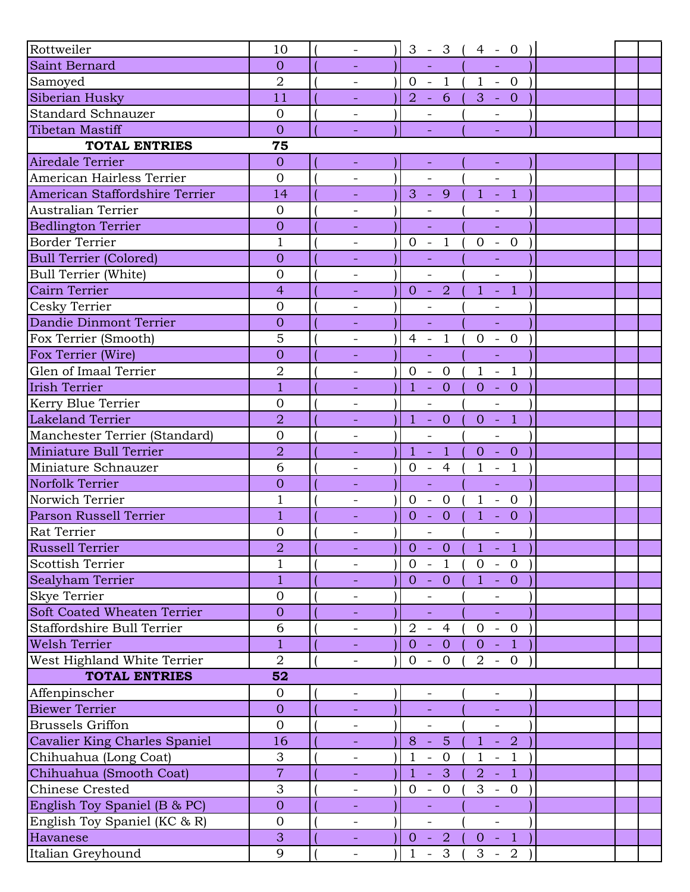| | | | | | | |
|---|---|---|---|---|---|---|
| Rottweiler | 10 | ( - ) | 3 - 3 ( 4 - 0 ) | | | |
| Saint Bernard | 0 | ( - ) | - ( - ) | | | |
| Samoyed | 2 | ( - ) | 0 - 1 ( 1 - 0 ) | | | |
| Siberian Husky | 11 | ( - ) | 2 - 6 ( 3 - 0 ) | | | |
| Standard Schnauzer | 0 | ( - ) | - ( - ) | | | |
| Tibetan Mastiff | 0 | ( - ) | - ( - ) | | | |
| **TOTAL ENTRIES** | **75** | | | | | |
| Airedale Terrier | 0 | ( - ) | - ( - ) | | | |
| American Hairless Terrier | 0 | ( - ) | - ( - ) | | | |
| American Staffordshire Terrier | 14 | ( - ) | 3 - 9 ( 1 - 1 ) | | | |
| Australian Terrier | 0 | ( - ) | - ( - ) | | | |
| Bedlington Terrier | 0 | ( - ) | - ( - ) | | | |
| Border Terrier | 1 | ( - ) | 0 - 1 ( 0 - 0 ) | | | |
| Bull Terrier (Colored) | 0 | ( - ) | - ( - ) | | | |
| Bull Terrier (White) | 0 | ( - ) | - ( - ) | | | |
| Cairn Terrier | 4 | ( - ) | 0 - 2 ( 1 - 1 ) | | | |
| Cesky Terrier | 0 | ( - ) | - ( - ) | | | |
| Dandie Dinmont Terrier | 0 | ( - ) | - ( - ) | | | |
| Fox Terrier (Smooth) | 5 | ( - ) | 4 - 1 ( 0 - 0 ) | | | |
| Fox Terrier (Wire) | 0 | ( - ) | - ( - ) | | | |
| Glen of Imaal Terrier | 2 | ( - ) | 0 - 0 ( 1 - 1 ) | | | |
| Irish Terrier | 1 | ( - ) | 1 - 0 ( 0 - 0 ) | | | |
| Kerry Blue Terrier | 0 | ( - ) | - ( - ) | | | |
| Lakeland Terrier | 2 | ( - ) | 1 - 0 ( 0 - 1 ) | | | |
| Manchester Terrier (Standard) | 0 | ( - ) | - ( - ) | | | |
| Miniature Bull Terrier | 2 | ( - ) | 1 - 1 ( 0 - 0 ) | | | |
| Miniature Schnauzer | 6 | ( - ) | 0 - 4 ( 1 - 1 ) | | | |
| Norfolk Terrier | 0 | ( - ) | - ( - ) | | | |
| Norwich Terrier | 1 | ( - ) | 0 - 0 ( 1 - 0 ) | | | |
| Parson Russell Terrier | 1 | ( - ) | 0 - 0 ( 1 - 0 ) | | | |
| Rat Terrier | 0 | ( - ) | - ( - ) | | | |
| Russell Terrier | 2 | ( - ) | 0 - 0 ( 1 - 1 ) | | | |
| Scottish Terrier | 1 | ( - ) | 0 - 1 ( 0 - 0 ) | | | |
| Sealyham Terrier | 1 | ( - ) | 0 - 0 ( 1 - 0 ) | | | |
| Skye Terrier | 0 | ( - ) | - ( - ) | | | |
| Soft Coated Wheaten Terrier | 0 | ( - ) | - ( - ) | | | |
| Staffordshire Bull Terrier | 6 | ( - ) | 2 - 4 ( 0 - 0 ) | | | |
| Welsh Terrier | 1 | ( - ) | 0 - 0 ( 0 - 1 ) | | | |
| West Highland White Terrier | 2 | ( - ) | 0 - 0 ( 2 - 0 ) | | | |
| **TOTAL ENTRIES** | **52** | | | | | |
| Affenpinscher | 0 | ( - ) | - ( - ) | | | |
| Biewer Terrier | 0 | ( - ) | - ( - ) | | | |
| Brussels Griffon | 0 | ( - ) | - ( - ) | | | |
| Cavalier King Charles Spaniel | 16 | ( - ) | 8 - 5 ( 1 - 2 ) | | | |
| Chihuahua (Long Coat) | 3 | ( - ) | 1 - 0 ( 1 - 1 ) | | | |
| Chihuahua (Smooth Coat) | 7 | ( - ) | 1 - 3 ( 2 - 1 ) | | | |
| Chinese Crested | 3 | ( - ) | 0 - 0 ( 3 - 0 ) | | | |
| English Toy Spaniel (B & PC) | 0 | ( - ) | - ( - ) | | | |
| English Toy Spaniel (KC & R) | 0 | ( - ) | - ( - ) | | | |
| Havanese | 3 | ( - ) | 0 - 2 ( 0 - 1 ) | | | |
| Italian Greyhound | 9 | ( - ) | 1 - 3 ( 3 - 2 ) | | | |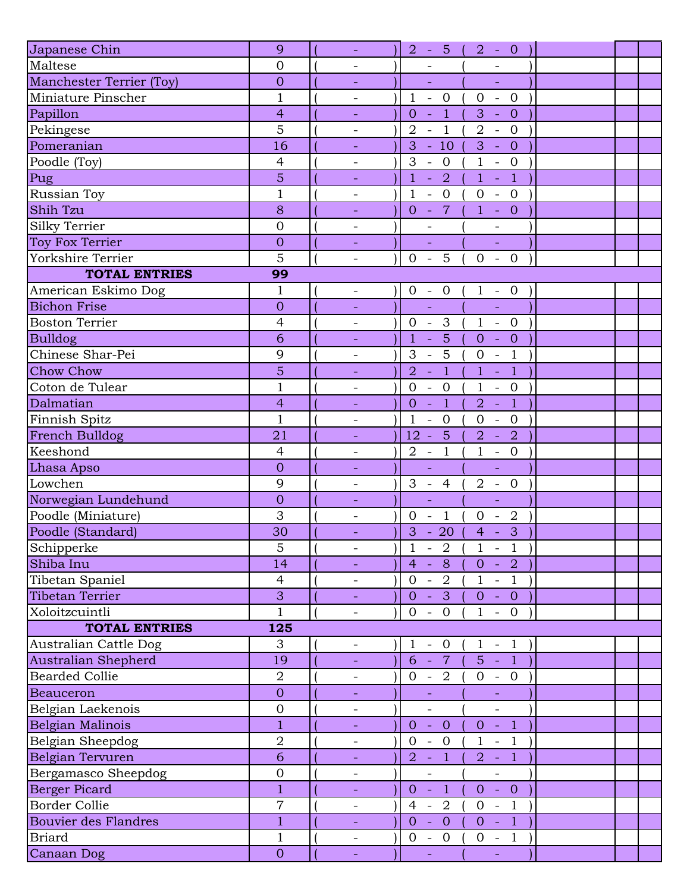| | | | | | | |
|---|---|---|---|---|---|---|
| Japanese Chin | 9 | ( - ) | 2 - 5 ( 2 - 0 ) | | | |
| Maltese | 0 | ( - ) | - ( - ) | | | |
| Manchester Terrier (Toy) | 0 | ( - ) | - ( - ) | | | |
| Miniature Pinscher | 1 | ( - ) | 1 - 0 ( 0 - 0 ) | | | |
| Papillon | 4 | ( - ) | 0 - 1 ( 3 - 0 ) | | | |
| Pekingese | 5 | ( - ) | 2 - 1 ( 2 - 0 ) | | | |
| Pomeranian | 16 | ( - ) | 3 - 10 ( 3 - 0 ) | | | |
| Poodle (Toy) | 4 | ( - ) | 3 - 0 ( 1 - 0 ) | | | |
| Pug | 5 | ( - ) | 1 - 2 ( 1 - 1 ) | | | |
| Russian Toy | 1 | ( - ) | 1 - 0 ( 0 - 0 ) | | | |
| Shih Tzu | 8 | ( - ) | 0 - 7 ( 1 - 0 ) | | | |
| Silky Terrier | 0 | ( - ) | - ( - ) | | | |
| Toy Fox Terrier | 0 | ( - ) | - ( - ) | | | |
| Yorkshire Terrier | 5 | ( - ) | 0 - 5 ( 0 - 0 ) | | | |
| **TOTAL ENTRIES** | **99** | | | | | |
| American Eskimo Dog | 1 | ( - ) | 0 - 0 ( 1 - 0 ) | | | |
| Bichon Frise | 0 | ( - ) | - ( - ) | | | |
| Boston Terrier | 4 | ( - ) | 0 - 3 ( 1 - 0 ) | | | |
| Bulldog | 6 | ( - ) | 1 - 5 ( 0 - 0 ) | | | |
| Chinese Shar-Pei | 9 | ( - ) | 3 - 5 ( 0 - 1 ) | | | |
| Chow Chow | 5 | ( - ) | 2 - 1 ( 1 - 1 ) | | | |
| Coton de Tulear | 1 | ( - ) | 0 - 0 ( 1 - 0 ) | | | |
| Dalmatian | 4 | ( - ) | 0 - 1 ( 2 - 1 ) | | | |
| Finnish Spitz | 1 | ( - ) | 1 - 0 ( 0 - 0 ) | | | |
| French Bulldog | 21 | ( - ) | 12 - 5 ( 2 - 2 ) | | | |
| Keeshond | 4 | ( - ) | 2 - 1 ( 1 - 0 ) | | | |
| Lhasa Apso | 0 | ( - ) | - ( - ) | | | |
| Lowchen | 9 | ( - ) | 3 - 4 ( 2 - 0 ) | | | |
| Norwegian Lundehund | 0 | ( - ) | - ( - ) | | | |
| Poodle (Miniature) | 3 | ( - ) | 0 - 1 ( 0 - 2 ) | | | |
| Poodle (Standard) | 30 | ( - ) | 3 - 20 ( 4 - 3 ) | | | |
| Schipperke | 5 | ( - ) | 1 - 2 ( 1 - 1 ) | | | |
| Shiba Inu | 14 | ( - ) | 4 - 8 ( 0 - 2 ) | | | |
| Tibetan Spaniel | 4 | ( - ) | 0 - 2 ( 1 - 1 ) | | | |
| Tibetan Terrier | 3 | ( - ) | 0 - 3 ( 0 - 0 ) | | | |
| Xoloitzcuintli | 1 | ( - ) | 0 - 0 ( 1 - 0 ) | | | |
| **TOTAL ENTRIES** | **125** | | | | | |
| Australian Cattle Dog | 3 | ( - ) | 1 - 0 ( 1 - 1 ) | | | |
| Australian Shepherd | 19 | ( - ) | 6 - 7 ( 5 - 1 ) | | | |
| Bearded Collie | 2 | ( - ) | 0 - 2 ( 0 - 0 ) | | | |
| Beauceron | 0 | ( - ) | - ( - ) | | | |
| Belgian Laekenois | 0 | ( - ) | - ( - ) | | | |
| Belgian Malinois | 1 | ( - ) | 0 - 0 ( 0 - 1 ) | | | |
| Belgian Sheepdog | 2 | ( - ) | 0 - 0 ( 1 - 1 ) | | | |
| Belgian Tervuren | 6 | ( - ) | 2 - 1 ( 2 - 1 ) | | | |
| Bergamasco Sheepdog | 0 | ( - ) | - ( - ) | | | |
| Berger Picard | 1 | ( - ) | 0 - 1 ( 0 - 0 ) | | | |
| Border Collie | 7 | ( - ) | 4 - 2 ( 0 - 1 ) | | | |
| Bouvier des Flandres | 1 | ( - ) | 0 - 0 ( 0 - 1 ) | | | |
| Briard | 1 | ( - ) | 0 - 0 ( 0 - 1 ) | | | |
| Canaan Dog | 0 | ( - ) | - ( - ) | | | |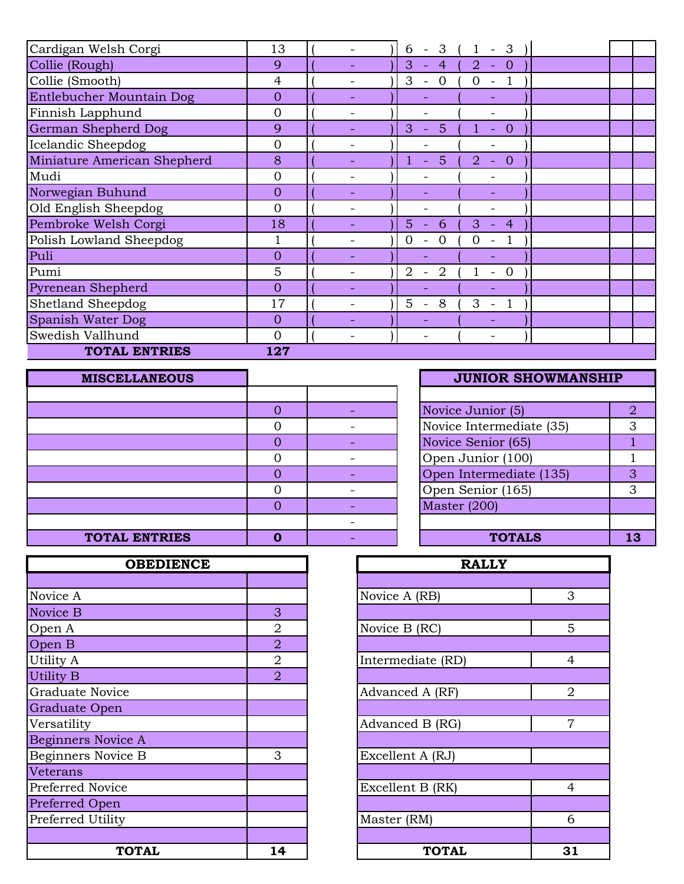| | | | | | | |
|---|---|---|---|---|---|---|
| Cardigan Welsh Corgi | 13 | ( - ) | 6 - 3 ( 1 - 3 ) | | | |
| Collie (Rough) | 9 | ( - ) | 3 - 4 ( 2 - 0 ) | | | |
| Collie (Smooth) | 4 | ( - ) | 3 - 0 ( 0 - 1 ) | | | |
| Entlebucher Mountain Dog | 0 | ( - ) | - ( - ) | | | |
| Finnish Lapphund | 0 | ( - ) | - ( - ) | | | |
| German Shepherd Dog | 9 | ( - ) | 3 - 5 ( 1 - 0 ) | | | |
| Icelandic Sheepdog | 0 | ( - ) | - ( - ) | | | |
| Miniature American Shepherd | 8 | ( - ) | 1 - 5 ( 2 - 0 ) | | | |
| Mudi | 0 | ( - ) | - ( - ) | | | |
| Norwegian Buhund | 0 | ( - ) | - ( - ) | | | |
| Old English Sheepdog | 0 | ( - ) | - ( - ) | | | |
| Pembroke Welsh Corgi | 18 | ( - ) | 5 - 6 ( 3 - 4 ) | | | |
| Polish Lowland Sheepdog | 1 | ( - ) | 0 - 0 ( 0 - 1 ) | | | |
| Puli | 0 | ( - ) | - ( - ) | | | |
| Pumi | 5 | ( - ) | 2 - 2 ( 1 - 0 ) | | | |
| Pyrenean Shepherd | 0 | ( - ) | - ( - ) | | | |
| Shetland Sheepdog | 17 | ( - ) | 5 - 8 ( 3 - 1 ) | | | |
| Spanish Water Dog | 0 | ( - ) | - ( - ) | | | |
| Swedish Vallhund | 0 | ( - ) | - ( - ) | | | |
| **TOTAL ENTRIES** | **127** | | | | | |

| MISCELLANEOUS | | |
|---|---|---|
| | | |
| | 0 | - |
| | 0 | - |
| | 0 | - |
| | 0 | - |
| | 0 | - |
| | 0 | - |
| | 0 | - |
| | | - |
| **TOTAL ENTRIES** | **0** | - |

| JUNIOR SHOWMANSHIP | |
|---|---|
| | |
| Novice Junior (5) | 2 |
| Novice Intermediate (35) | 3 |
| Novice Senior (65) | 1 |
| Open Junior (100) | 1 |
| Open Intermediate (135) | 3 |
| Open Senior (165) | 3 |
| Master (200) | |
| | |
| **TOTALS** | **13** |

| OBEDIENCE | |
|---|---|
| | |
| Novice A | |
| Novice B | 3 |
| Open A | 2 |
| Open B | 2 |
| Utility A | 2 |
| Utility B | 2 |
| Graduate Novice | |
| Graduate Open | |
| Versatility | |
| Beginners Novice A | |
| Beginners Novice B | 3 |
| Veterans | |
| Preferred Novice | |
| Preferred Open | |
| Preferred Utility | |
| | |
| **TOTAL** | **14** |

| RALLY | |
|---|---|
| | |
| Novice A (RB) | 3 |
| | |
| Novice B (RC) | 5 |
| | |
| Intermediate (RD) | 4 |
| | |
| Advanced A (RF) | 2 |
| | |
| Advanced B (RG) | 7 |
| | |
| Excellent A (RJ) | |
| | |
| Excellent B (RK) | 4 |
| | |
| Master (RM) | 6 |
| | |
| **TOTAL** | **31** |